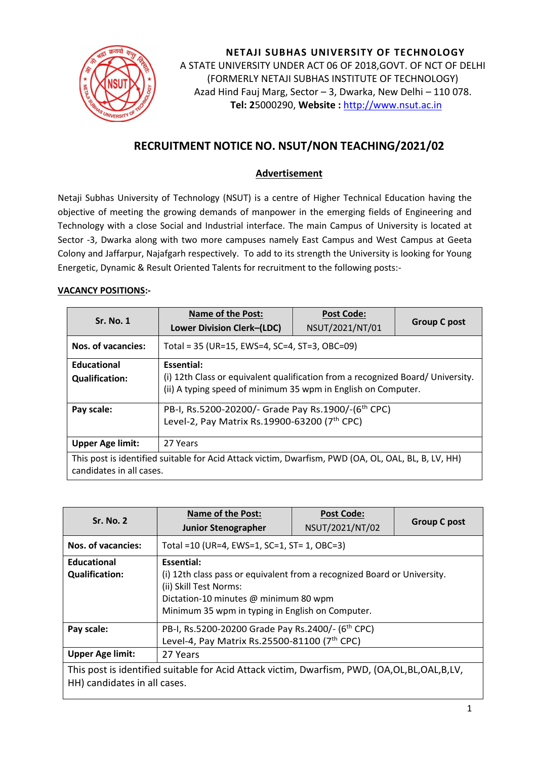**NETAJI SUBHAS UNIVERSITY OF TECHNOLOGY**
A STATE UNIVERSITY UNDER ACT 06 OF 2018,GOVT. OF NCT OF DELHI
(FORMERLY NETAJI SUBHAS INSTITUTE OF TECHNOLOGY)
Azad Hind Fauj Marg, Sector – 3, Dwarka, New Delhi – 110 078.
**Tel: 2**5000290, **Website :** http://www.nsut.ac.in

# RECRUITMENT NOTICE NO. NSUT/NON TEACHING/2021/02

## Advertisement

Netaji Subhas University of Technology (NSUT) is a centre of Higher Technical Education having the objective of meeting the growing demands of manpower in the emerging fields of Engineering and Technology with a close Social and Industrial interface. The main Campus of University is located at Sector -3, Dwarka along with two more campuses namely East Campus and West Campus at Geeta Colony and Jaffarpur, Najafgarh respectively. To add to its strength the University is looking for Young Energetic, Dynamic & Result Oriented Talents for recruitment to the following posts:-

**VACANCY POSITIONS:-**

| **Sr. No. 1** | **Name of the Post:** **Lower Division Clerk–(LDC)** | **Post Code:** NSUT/2021/NT/01 | **Group C post** |
|---|---|---|---|
| **Nos. of vacancies:** | Total = 35 (UR=15, EWS=4, SC=4, ST=3, OBC=09) | | |
| **Educational Qualification:** | **Essential:** (i) 12th Class or equivalent qualification from a recognized Board/ University. (ii) A typing speed of minimum 35 wpm in English on Computer. | | |
| **Pay scale:** | PB-I, Rs.5200-20200/- Grade Pay Rs.1900/-(6th CPC) Level-2, Pay Matrix Rs.19900-63200 (7th CPC) | | |
| **Upper Age limit:** | 27 Years | | |
| This post is identified suitable for Acid Attack victim, Dwarfism, PWD (OA, OL, OAL, BL, B, LV, HH) candidates in all cases. | | | |

| **Sr. No. 2** | **Name of the Post:** **Junior Stenographer** | **Post Code:** NSUT/2021/NT/02 | **Group C post** |
|---|---|---|---|
| **Nos. of vacancies:** | Total =10 (UR=4, EWS=1, SC=1, ST= 1, OBC=3) | | |
| **Educational Qualification:** | **Essential:** (i) 12th class pass or equivalent from a recognized Board or University. (ii) Skill Test Norms: Dictation-10 minutes @ minimum 80 wpm Minimum 35 wpm in typing in English on Computer. | | |
| **Pay scale:** | PB-I, Rs.5200-20200 Grade Pay Rs.2400/- (6th CPC) Level-4, Pay Matrix Rs.25500-81100 (7th CPC) | | |
| **Upper Age limit:** | 27 Years | | |
| This post is identified suitable for Acid Attack victim, Dwarfism, PWD, (OA,OL,BL,OAL,B,LV, HH) candidates in all cases. | | | |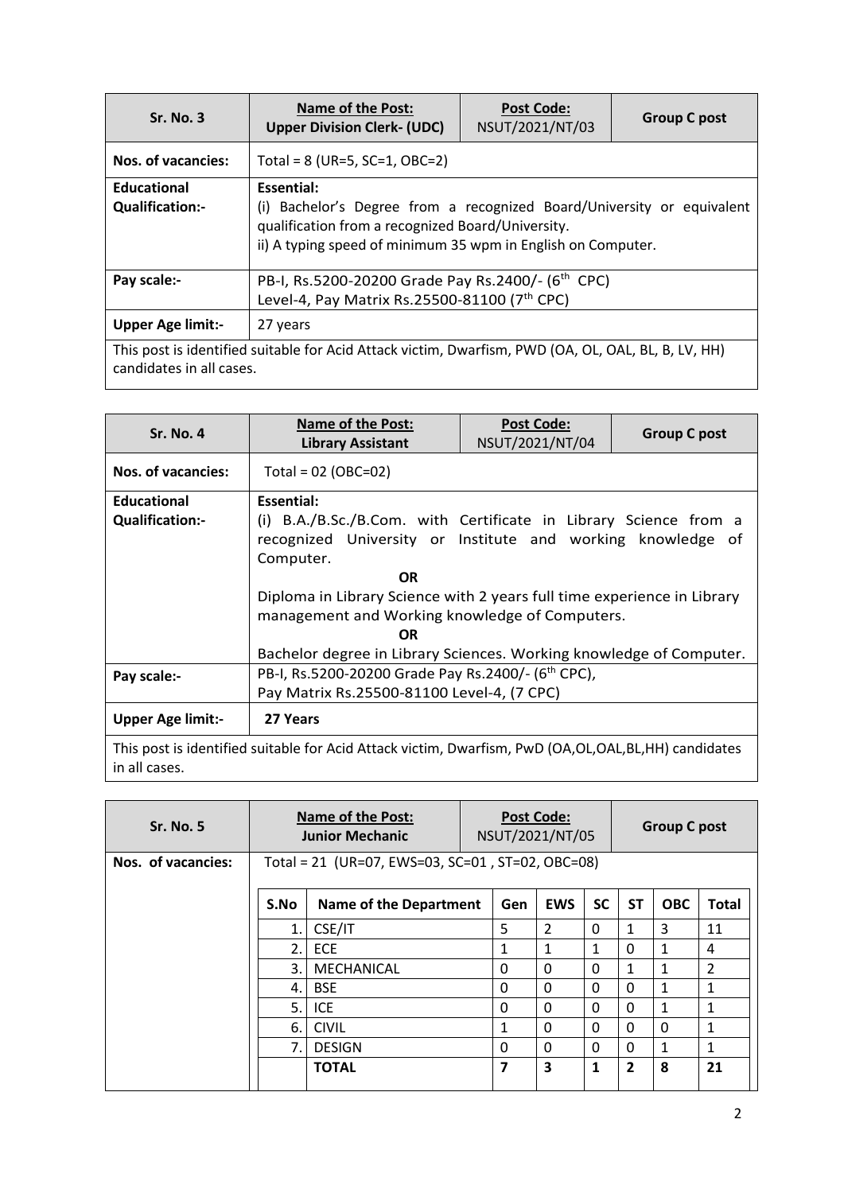| Sr. No. 3 | Name of the Post: Upper Division Clerk- (UDC) | Post Code: NSUT/2021/NT/03 | Group C post |
|---|---|---|---|
| Nos. of vacancies: | Total = 8 (UR=5, SC=1, OBC=2) | | |
| Educational Qualification:- | **Essential:**<br>(i) Bachelor's Degree from a recognized Board/University or equivalent qualification from a recognized Board/University.<br>ii) A typing speed of minimum 35 wpm in English on Computer. | | |
| Pay scale:- | PB-I, Rs.5200-20200 Grade Pay Rs.2400/- (6th CPC)<br>Level-4, Pay Matrix Rs.25500-81100 (7th CPC) | | |
| Upper Age limit:- | 27 years | | |
| This post is identified suitable for Acid Attack victim, Dwarfism, PWD (OA, OL, OAL, BL, B, LV, HH) candidates in all cases. | | | |

| Sr. No. 4 | Name of the Post: Library Assistant | Post Code: NSUT/2021/NT/04 | Group C post |
|---|---|---|---|
| Nos. of vacancies: | Total = 02 (OBC=02) | | |
| Educational Qualification:- | **Essential:**<br>(i) B.A./B.Sc./B.Com. with Certificate in Library Science from a recognized University or Institute and working knowledge of Computer.<br>**OR**<br>Diploma in Library Science with 2 years full time experience in Library management and Working knowledge of Computers.<br>**OR**<br>Bachelor degree in Library Sciences. Working knowledge of Computer. | | |
| Pay scale:- | PB-I, Rs.5200-20200 Grade Pay Rs.2400/- (6th CPC),<br>Pay Matrix Rs.25500-81100 Level-4, (7 CPC) | | |
| Upper Age limit:- | **27 Years** | | |
| This post is identified suitable for Acid Attack victim, Dwarfism, PwD (OA,OL,OAL,BL,HH) candidates in all cases. | | | |

| Sr. No. 5 | Name of the Post: Junior Mechanic | Post Code: NSUT/2021/NT/05 | Group C post |
|---|---|---|---|
| Nos. of vacancies: | Total = 21 (UR=07, EWS=03, SC=01 , ST=02, OBC=08) | | |

| S.No | Name of the Department | Gen | EWS | SC | ST | OBC | Total |
|---|---|---|---|---|---|---|---|
| 1. | CSE/IT | 5 | 2 | 0 | 1 | 3 | 11 |
| 2. | ECE | 1 | 1 | 1 | 0 | 1 | 4 |
| 3. | MECHANICAL | 0 | 0 | 0 | 1 | 1 | 2 |
| 4. | BSE | 0 | 0 | 0 | 0 | 1 | 1 |
| 5. | ICE | 0 | 0 | 0 | 0 | 1 | 1 |
| 6. | CIVIL | 1 | 0 | 0 | 0 | 0 | 1 |
| 7. | DESIGN | 0 | 0 | 0 | 0 | 1 | 1 |
| | **TOTAL** | **7** | **3** | **1** | **2** | **8** | **21** |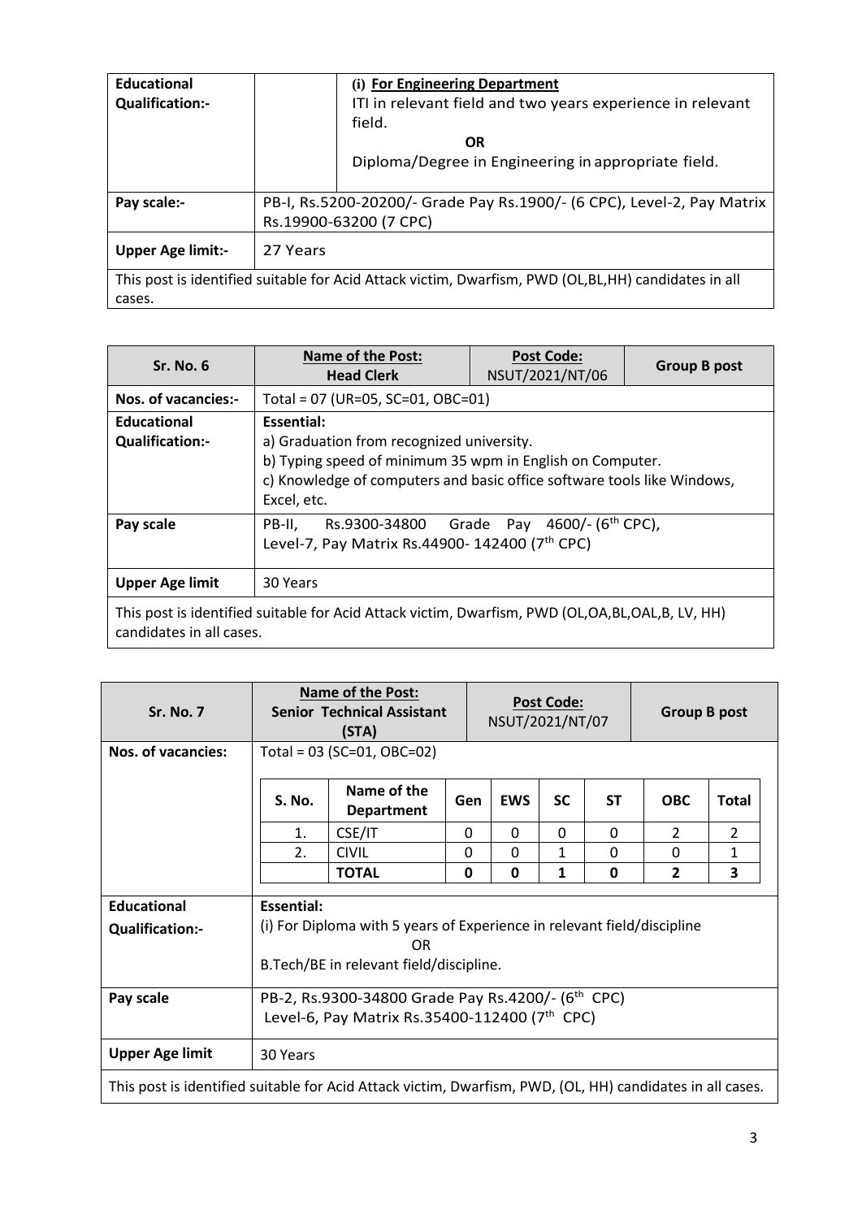| Educational Qualification:- | | **(i) For Engineering Department**<br>ITI in relevant field and two years experience in relevant field.<br>**OR**<br>Diploma/Degree in Engineering in appropriate field. |
|---|---|---|
| **Pay scale:-** | PB-I, Rs.5200-20200/- Grade Pay Rs.1900/- (6 CPC), Level-2, Pay Matrix Rs.19900-63200 (7 CPC) | |
| **Upper Age limit:-** | 27 Years | |
| This post is identified suitable for Acid Attack victim, Dwarfism, PWD (OL,BL,HH) candidates in all cases. | | |

| **Sr. No. 6** | **Name of the Post: Head Clerk** | **Post Code:** NSUT/2021/NT/06 | **Group B post** |
|---|---|---|---|
| **Nos. of vacancies:-** | Total = 07 (UR=05, SC=01, OBC=01) | | |
| **Educational Qualification:-** | **Essential:**<br>a) Graduation from recognized university.<br>b) Typing speed of minimum 35 wpm in English on Computer.<br>c) Knowledge of computers and basic office software tools like Windows, Excel, etc. | | |
| **Pay scale** | PB-II, Rs.9300-34800 Grade Pay 4600/- (6th CPC),<br>Level-7, Pay Matrix Rs.44900- 142400 (7th CPC) | | |
| **Upper Age limit** | 30 Years | | |
| This post is identified suitable for Acid Attack victim, Dwarfism, PWD (OL,OA,BL,OAL,B, LV, HH) candidates in all cases. | | | |

| **Sr. No. 7** | **Name of the Post: Senior Technical Assistant (STA)** | **Post Code:** NSUT/2021/NT/07 | **Group B post** |
|---|---|---|---|
| **Nos. of vacancies:** | Total = 03 (SC=01, OBC=02) | | |
| **Educational Qualification:-** | **Essential:**<br>(i) For Diploma with 5 years of Experience in relevant field/discipline<br>OR<br>B.Tech/BE in relevant field/discipline. | | |
| **Pay scale** | PB-2, Rs.9300-34800 Grade Pay Rs.4200/- (6th CPC)<br>Level-6, Pay Matrix Rs.35400-112400 (7th CPC) | | |
| **Upper Age limit** | 30 Years | | |
| This post is identified suitable for Acid Attack victim, Dwarfism, PWD, (OL, HH) candidates in all cases. | | | |

| S. No. | Name of the Department | Gen | EWS | SC | ST | OBC | Total |
|---|---|---|---|---|---|---|---|
| 1. | CSE/IT | 0 | 0 | 0 | 0 | 2 | 2 |
| 2. | CIVIL | 0 | 0 | 1 | 0 | 0 | 1 |
| | **TOTAL** | **0** | **0** | **1** | **0** | **2** | **3** |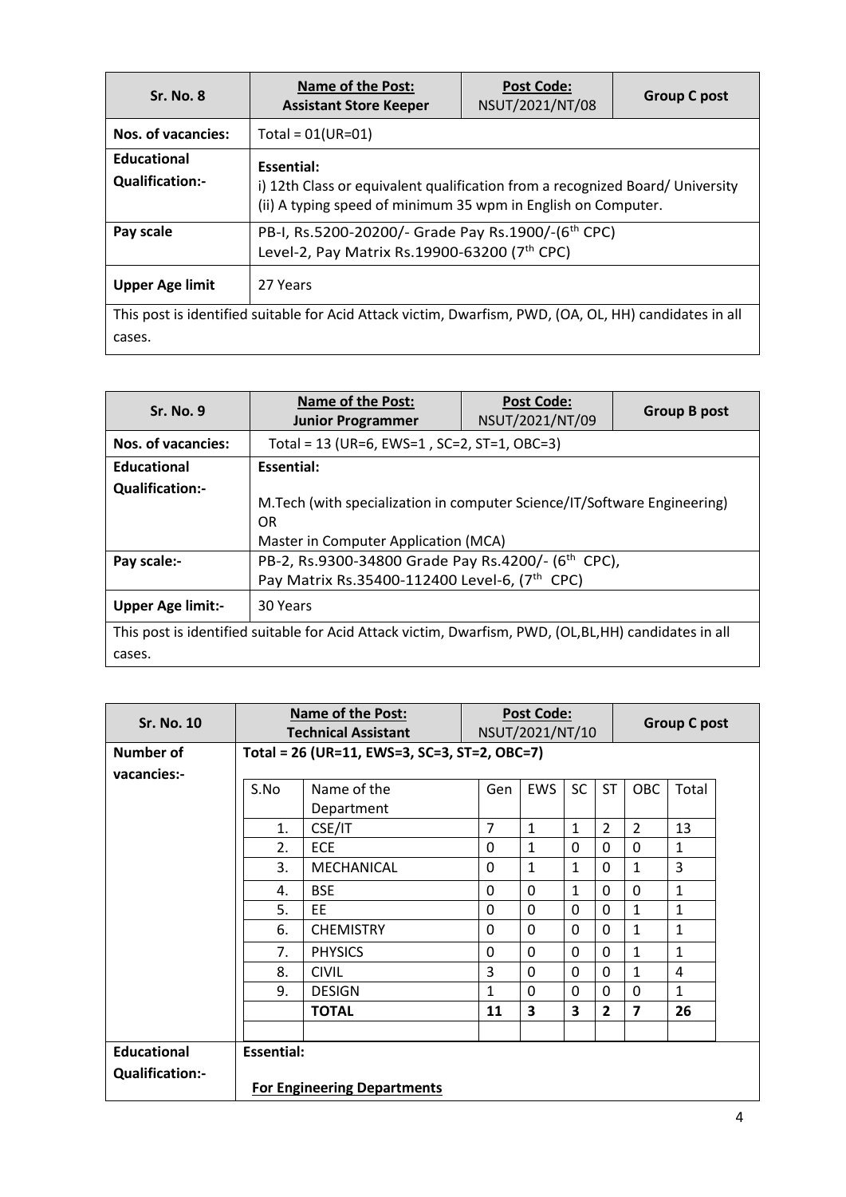| Sr. No. 8 | Name of the Post: Assistant Store Keeper | Post Code: NSUT/2021/NT/08 | Group C post |
|---|---|---|---|
| Nos. of vacancies: | Total = 01(UR=01) | | |
| Educational Qualification:- | **Essential:** i) 12th Class or equivalent qualification from a recognized Board/ University (ii) A typing speed of minimum 35 wpm in English on Computer. | | |
| Pay scale | PB-I, Rs.5200-20200/- Grade Pay Rs.1900/-(6th CPC) Level-2, Pay Matrix Rs.19900-63200 (7th CPC) | | |
| Upper Age limit | 27 Years | | |
| This post is identified suitable for Acid Attack victim, Dwarfism, PWD, (OA, OL, HH) candidates in all cases. | | | |

| Sr. No. 9 | Name of the Post: Junior Programmer | Post Code: NSUT/2021/NT/09 | Group B post |
|---|---|---|---|
| Nos. of vacancies: | Total = 13 (UR=6, EWS=1 , SC=2, ST=1, OBC=3) | | |
| Educational Qualification:- | **Essential:** M.Tech (with specialization in computer Science/IT/Software Engineering) OR Master in Computer Application (MCA) | | |
| Pay scale:- | PB-2, Rs.9300-34800 Grade Pay Rs.4200/- (6th CPC), Pay Matrix Rs.35400-112400 Level-6, (7th CPC) | | |
| Upper Age limit:- | 30 Years | | |
| This post is identified suitable for Acid Attack victim, Dwarfism, PWD, (OL,BL,HH) candidates in all cases. | | | |

| Sr. No. 10 | Name of the Post: Technical Assistant | Post Code: NSUT/2021/NT/10 | Group C post |
|---|---|---|---|
| Number of vacancies:- | **Total = 26 (UR=11, EWS=3, SC=3, ST=2, OBC=7)** | | |

| S.No | Name of the Department | Gen | EWS | SC | ST | OBC | Total |
|---|---|---|---|---|---|---|---|
| 1. | CSE/IT | 7 | 1 | 1 | 2 | 2 | 13 |
| 2. | ECE | 0 | 1 | 0 | 0 | 0 | 1 |
| 3. | MECHANICAL | 0 | 1 | 1 | 0 | 1 | 3 |
| 4. | BSE | 0 | 0 | 1 | 0 | 0 | 1 |
| 5. | EE | 0 | 0 | 0 | 0 | 1 | 1 |
| 6. | CHEMISTRY | 0 | 0 | 0 | 0 | 1 | 1 |
| 7. | PHYSICS | 0 | 0 | 0 | 0 | 1 | 1 |
| 8. | CIVIL | 3 | 0 | 0 | 0 | 1 | 4 |
| 9. | DESIGN | 1 | 0 | 0 | 0 | 0 | 1 |
| | **TOTAL** | **11** | **3** | **3** | **2** | **7** | **26** |

**Educational Qualification:-**

**Essential:**

**For Engineering Departments**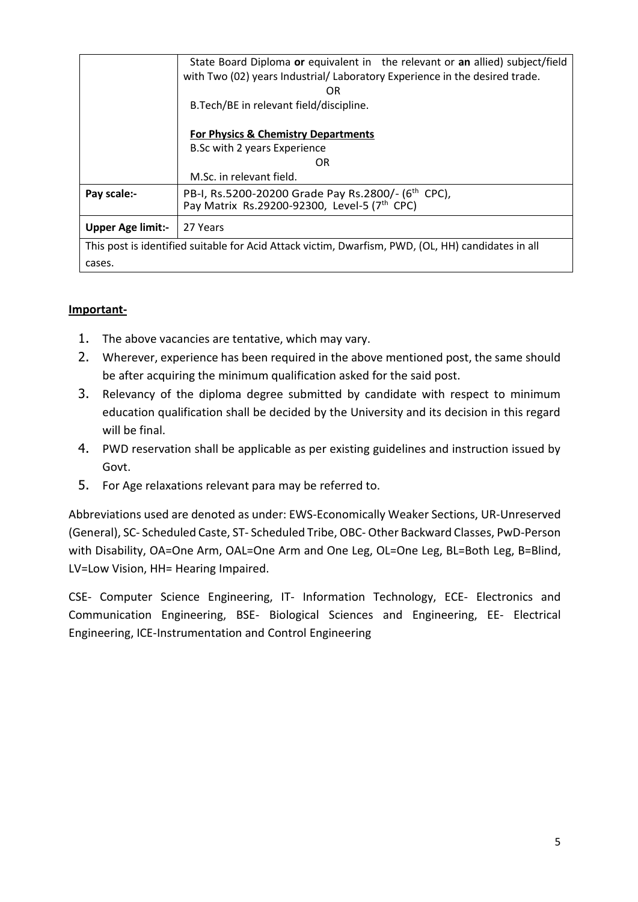| | |
|---|---|
| | State Board Diploma **or** equivalent in the relevant or **an** allied) subject/field with Two (02) years Industrial/ Laboratory Experience in the desired trade.<br>OR<br>B.Tech/BE in relevant field/discipline.<br><br>**<u>For Physics & Chemistry Departments</u>**<br>B.Sc with 2 years Experience<br>OR<br>M.Sc. in relevant field. |
| **Pay scale:-** | PB-I, Rs.5200-20200 Grade Pay Rs.2800/- (6th CPC),<br>Pay Matrix Rs.29200-92300, Level-5 (7th CPC) |
| **Upper Age limit:-** | 27 Years |
| This post is identified suitable for Acid Attack victim, Dwarfism, PWD, (OL, HH) candidates in all cases. | |

**<u>Important-</u>**

1. The above vacancies are tentative, which may vary.
2. Wherever, experience has been required in the above mentioned post, the same should be after acquiring the minimum qualification asked for the said post.
3. Relevancy of the diploma degree submitted by candidate with respect to minimum education qualification shall be decided by the University and its decision in this regard will be final.
4. PWD reservation shall be applicable as per existing guidelines and instruction issued by Govt.
5. For Age relaxations relevant para may be referred to.

Abbreviations used are denoted as under: EWS-Economically Weaker Sections, UR-Unreserved (General), SC- Scheduled Caste, ST- Scheduled Tribe, OBC- Other Backward Classes, PwD-Person with Disability, OA=One Arm, OAL=One Arm and One Leg, OL=One Leg, BL=Both Leg, B=Blind, LV=Low Vision, HH= Hearing Impaired.

CSE- Computer Science Engineering, IT- Information Technology, ECE- Electronics and Communication Engineering, BSE- Biological Sciences and Engineering, EE- Electrical Engineering, ICE-Instrumentation and Control Engineering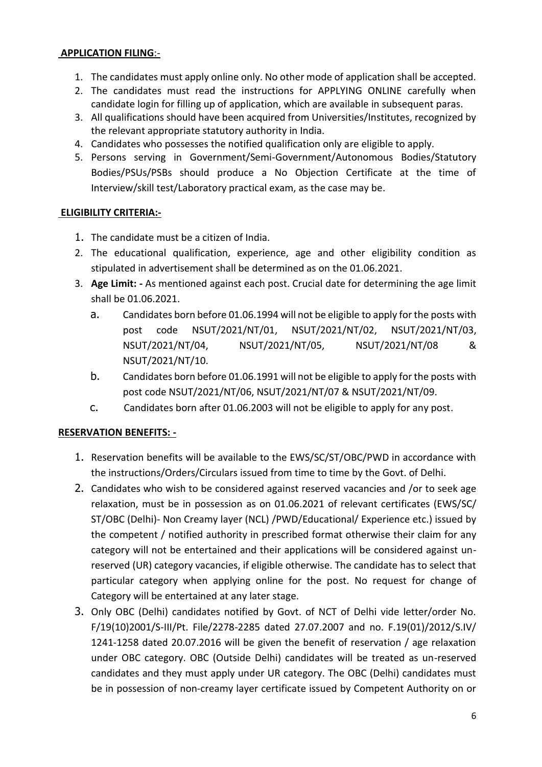## APPLICATION FILING:-

1. The candidates must apply online only. No other mode of application shall be accepted.
2. The candidates must read the instructions for APPLYING ONLINE carefully when candidate login for filling up of application, which are available in subsequent paras.
3. All qualifications should have been acquired from Universities/Institutes, recognized by the relevant appropriate statutory authority in India.
4. Candidates who possesses the notified qualification only are eligible to apply.
5. Persons serving in Government/Semi-Government/Autonomous Bodies/Statutory Bodies/PSUs/PSBs should produce a No Objection Certificate at the time of Interview/skill test/Laboratory practical exam, as the case may be.

## ELIGIBILITY CRITERIA:-

1. The candidate must be a citizen of India.
2. The educational qualification, experience, age and other eligibility condition as stipulated in advertisement shall be determined as on the 01.06.2021.
3. **Age Limit: -** As mentioned against each post. Crucial date for determining the age limit shall be 01.06.2021.
   a. Candidates born before 01.06.1994 will not be eligible to apply for the posts with post code NSUT/2021/NT/01, NSUT/2021/NT/02, NSUT/2021/NT/03, NSUT/2021/NT/04, NSUT/2021/NT/05, NSUT/2021/NT/08 & NSUT/2021/NT/10.
   b. Candidates born before 01.06.1991 will not be eligible to apply for the posts with post code NSUT/2021/NT/06, NSUT/2021/NT/07 & NSUT/2021/NT/09.
   c. Candidates born after 01.06.2003 will not be eligible to apply for any post.

## RESERVATION BENEFITS: -

1. Reservation benefits will be available to the EWS/SC/ST/OBC/PWD in accordance with the instructions/Orders/Circulars issued from time to time by the Govt. of Delhi.
2. Candidates who wish to be considered against reserved vacancies and /or to seek age relaxation, must be in possession as on 01.06.2021 of relevant certificates (EWS/SC/ ST/OBC (Delhi)- Non Creamy layer (NCL) /PWD/Educational/ Experience etc.) issued by the competent / notified authority in prescribed format otherwise their claim for any category will not be entertained and their applications will be considered against un-reserved (UR) category vacancies, if eligible otherwise. The candidate has to select that particular category when applying online for the post. No request for change of Category will be entertained at any later stage.
3. Only OBC (Delhi) candidates notified by Govt. of NCT of Delhi vide letter/order No. F/19(10)2001/S-III/Pt. File/2278-2285 dated 27.07.2007 and no. F.19(01)/2012/S.IV/ 1241-1258 dated 20.07.2016 will be given the benefit of reservation / age relaxation under OBC category. OBC (Outside Delhi) candidates will be treated as un-reserved candidates and they must apply under UR category. The OBC (Delhi) candidates must be in possession of non-creamy layer certificate issued by Competent Authority on or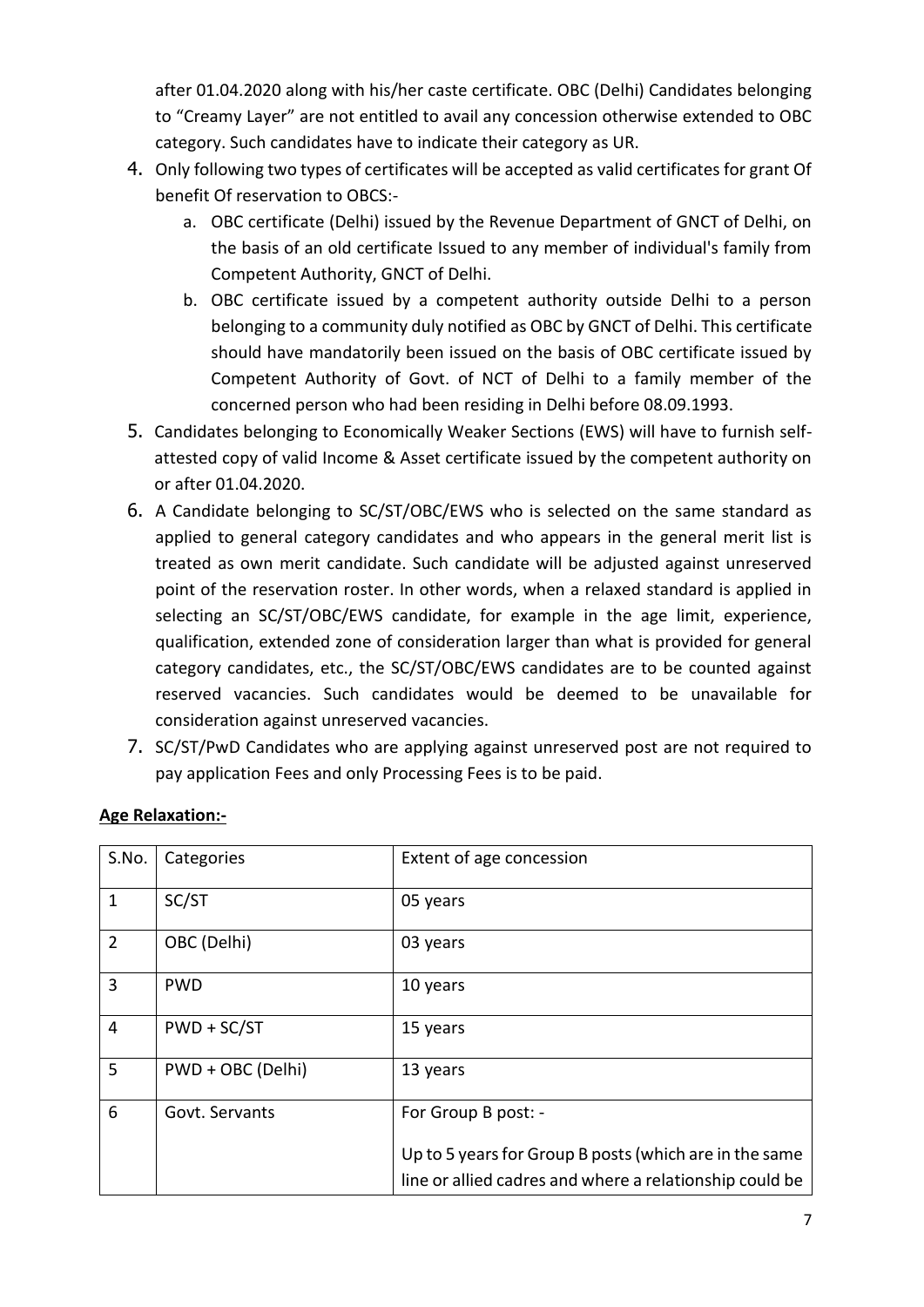after 01.04.2020 along with his/her caste certificate. OBC (Delhi) Candidates belonging to "Creamy Layer" are not entitled to avail any concession otherwise extended to OBC category. Such candidates have to indicate their category as UR.

4. Only following two types of certificates will be accepted as valid certificates for grant Of benefit Of reservation to OBCS:-
   a. OBC certificate (Delhi) issued by the Revenue Department of GNCT of Delhi, on the basis of an old certificate Issued to any member of individual's family from Competent Authority, GNCT of Delhi.
   b. OBC certificate issued by a competent authority outside Delhi to a person belonging to a community duly notified as OBC by GNCT of Delhi. This certificate should have mandatorily been issued on the basis of OBC certificate issued by Competent Authority of Govt. of NCT of Delhi to a family member of the concerned person who had been residing in Delhi before 08.09.1993.
5. Candidates belonging to Economically Weaker Sections (EWS) will have to furnish self-attested copy of valid Income & Asset certificate issued by the competent authority on or after 01.04.2020.
6. A Candidate belonging to SC/ST/OBC/EWS who is selected on the same standard as applied to general category candidates and who appears in the general merit list is treated as own merit candidate. Such candidate will be adjusted against unreserved point of the reservation roster. In other words, when a relaxed standard is applied in selecting an SC/ST/OBC/EWS candidate, for example in the age limit, experience, qualification, extended zone of consideration larger than what is provided for general category candidates, etc., the SC/ST/OBC/EWS candidates are to be counted against reserved vacancies. Such candidates would be deemed to be unavailable for consideration against unreserved vacancies.
7. SC/ST/PwD Candidates who are applying against unreserved post are not required to pay application Fees and only Processing Fees is to be paid.

**Age Relaxation:-**

| S.No. | Categories | Extent of age concession |
|---|---|---|
| 1 | SC/ST | 05 years |
| 2 | OBC (Delhi) | 03 years |
| 3 | PWD | 10 years |
| 4 | PWD + SC/ST | 15 years |
| 5 | PWD + OBC (Delhi) | 13 years |
| 6 | Govt. Servants | For Group B post: -<br><br>Up to 5 years for Group B posts (which are in the same line or allied cadres and where a relationship could be |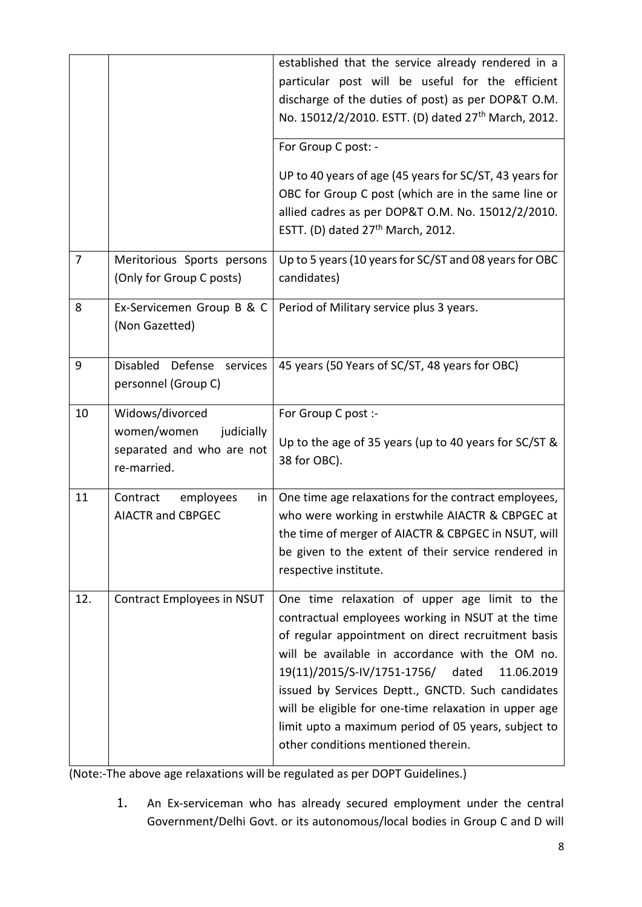| | | |
|---|---|---|
| | | established that the service already rendered in a particular post will be useful for the efficient discharge of the duties of post) as per DOP&T O.M. No. 15012/2/2010. ESTT. (D) dated 27th March, 2012. |
| | | For Group C post: - <br><br> UP to 40 years of age (45 years for SC/ST, 43 years for OBC for Group C post (which are in the same line or allied cadres as per DOP&T O.M. No. 15012/2/2010. ESTT. (D) dated 27th March, 2012. |
| 7 | Meritorious Sports persons (Only for Group C posts) | Up to 5 years (10 years for SC/ST and 08 years for OBC candidates) |
| 8 | Ex-Servicemen Group B & C (Non Gazetted) | Period of Military service plus 3 years. |
| 9 | Disabled Defense services personnel (Group C) | 45 years (50 Years of SC/ST, 48 years for OBC) |
| 10 | Widows/divorced women/women judicially separated and who are not re-married. | For Group C post :- <br><br> Up to the age of 35 years (up to 40 years for SC/ST & 38 for OBC). |
| 11 | Contract employees in AIACTR and CBPGEC | One time age relaxations for the contract employees, who were working in erstwhile AIACTR & CBPGEC at the time of merger of AIACTR & CBPGEC in NSUT, will be given to the extent of their service rendered in respective institute. |
| 12. | Contract Employees in NSUT | One time relaxation of upper age limit to the contractual employees working in NSUT at the time of regular appointment on direct recruitment basis will be available in accordance with the OM no. 19(11)/2015/S-IV/1751-1756/ dated 11.06.2019 issued by Services Deptt., GNCTD. Such candidates will be eligible for one-time relaxation in upper age limit upto a maximum period of 05 years, subject to other conditions mentioned therein. |

(Note:-The above age relaxations will be regulated as per DOPT Guidelines.)

1. An Ex-serviceman who has already secured employment under the central Government/Delhi Govt. or its autonomous/local bodies in Group C and D will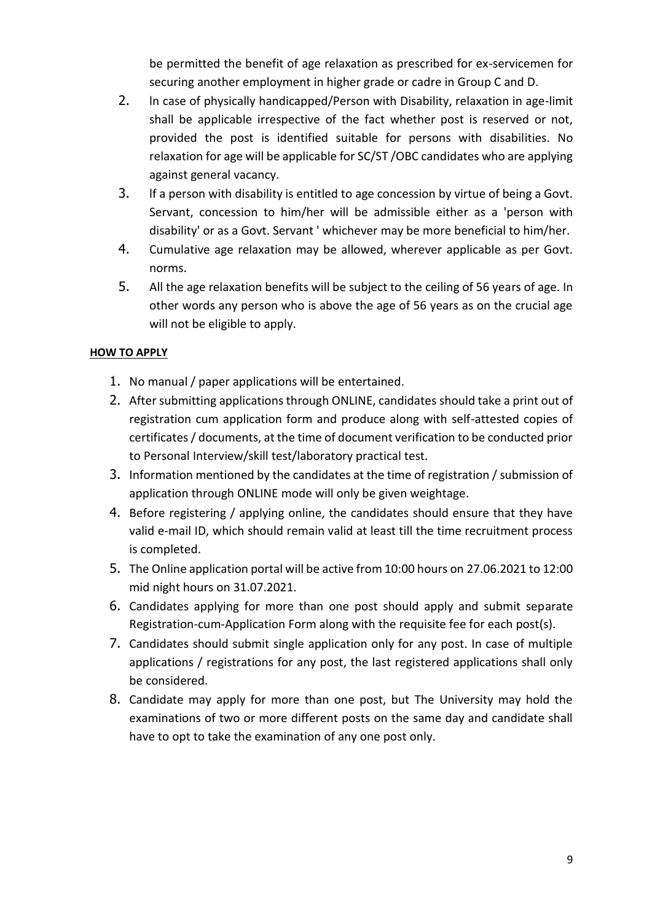be permitted the benefit of age relaxation as prescribed for ex-servicemen for securing another employment in higher grade or cadre in Group C and D.

2. In case of physically handicapped/Person with Disability, relaxation in age-limit shall be applicable irrespective of the fact whether post is reserved or not, provided the post is identified suitable for persons with disabilities. No relaxation for age will be applicable for SC/ST /OBC candidates who are applying against general vacancy.
3. If a person with disability is entitled to age concession by virtue of being a Govt. Servant, concession to him/her will be admissible either as a 'person with disability' or as a Govt. Servant ' whichever may be more beneficial to him/her.
4. Cumulative age relaxation may be allowed, wherever applicable as per Govt. norms.
5. All the age relaxation benefits will be subject to the ceiling of 56 years of age. In other words any person who is above the age of 56 years as on the crucial age will not be eligible to apply.

**HOW TO APPLY**

1. No manual / paper applications will be entertained.
2. After submitting applications through ONLINE, candidates should take a print out of registration cum application form and produce along with self-attested copies of certificates / documents, at the time of document verification to be conducted prior to Personal Interview/skill test/laboratory practical test.
3. Information mentioned by the candidates at the time of registration / submission of application through ONLINE mode will only be given weightage.
4. Before registering / applying online, the candidates should ensure that they have valid e-mail ID, which should remain valid at least till the time recruitment process is completed.
5. The Online application portal will be active from 10:00 hours on 27.06.2021 to 12:00 mid night hours on 31.07.2021.
6. Candidates applying for more than one post should apply and submit separate Registration-cum-Application Form along with the requisite fee for each post(s).
7. Candidates should submit single application only for any post. In case of multiple applications / registrations for any post, the last registered applications shall only be considered.
8. Candidate may apply for more than one post, but The University may hold the examinations of two or more different posts on the same day and candidate shall have to opt to take the examination of any one post only.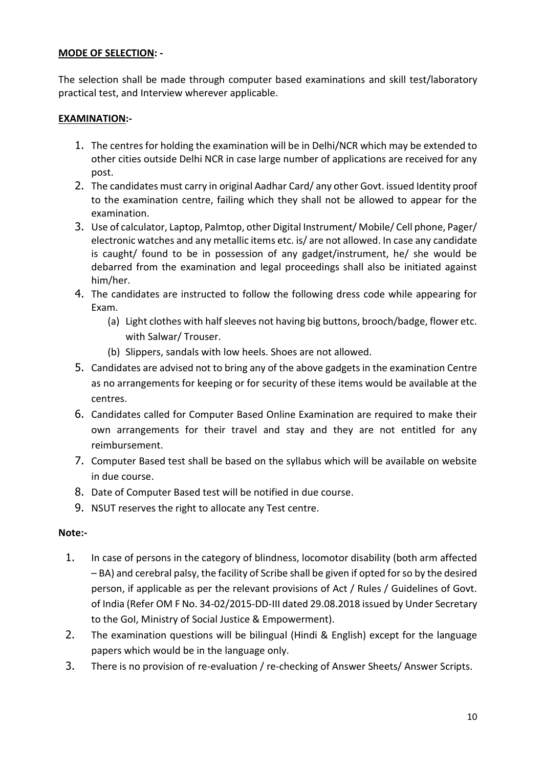**MODE OF SELECTION: -**

The selection shall be made through computer based examinations and skill test/laboratory practical test, and Interview wherever applicable.

**EXAMINATION:-**

1. The centres for holding the examination will be in Delhi/NCR which may be extended to other cities outside Delhi NCR in case large number of applications are received for any post.
2. The candidates must carry in original Aadhar Card/ any other Govt. issued Identity proof to the examination centre, failing which they shall not be allowed to appear for the examination.
3. Use of calculator, Laptop, Palmtop, other Digital Instrument/ Mobile/ Cell phone, Pager/ electronic watches and any metallic items etc. is/ are not allowed. In case any candidate is caught/ found to be in possession of any gadget/instrument, he/ she would be debarred from the examination and legal proceedings shall also be initiated against him/her.
4. The candidates are instructed to follow the following dress code while appearing for Exam.
   (a) Light clothes with half sleeves not having big buttons, brooch/badge, flower etc. with Salwar/ Trouser.
   (b) Slippers, sandals with low heels. Shoes are not allowed.
5. Candidates are advised not to bring any of the above gadgets in the examination Centre as no arrangements for keeping or for security of these items would be available at the centres.
6. Candidates called for Computer Based Online Examination are required to make their own arrangements for their travel and stay and they are not entitled for any reimbursement.
7. Computer Based test shall be based on the syllabus which will be available on website in due course.
8. Date of Computer Based test will be notified in due course.
9. NSUT reserves the right to allocate any Test centre.

**Note:-**

1. In case of persons in the category of blindness, locomotor disability (both arm affected – BA) and cerebral palsy, the facility of Scribe shall be given if opted for so by the desired person, if applicable as per the relevant provisions of Act / Rules / Guidelines of Govt. of India (Refer OM F No. 34-02/2015-DD-III dated 29.08.2018 issued by Under Secretary to the GoI, Ministry of Social Justice & Empowerment).
2. The examination questions will be bilingual (Hindi & English) except for the language papers which would be in the language only.
3. There is no provision of re-evaluation / re-checking of Answer Sheets/ Answer Scripts.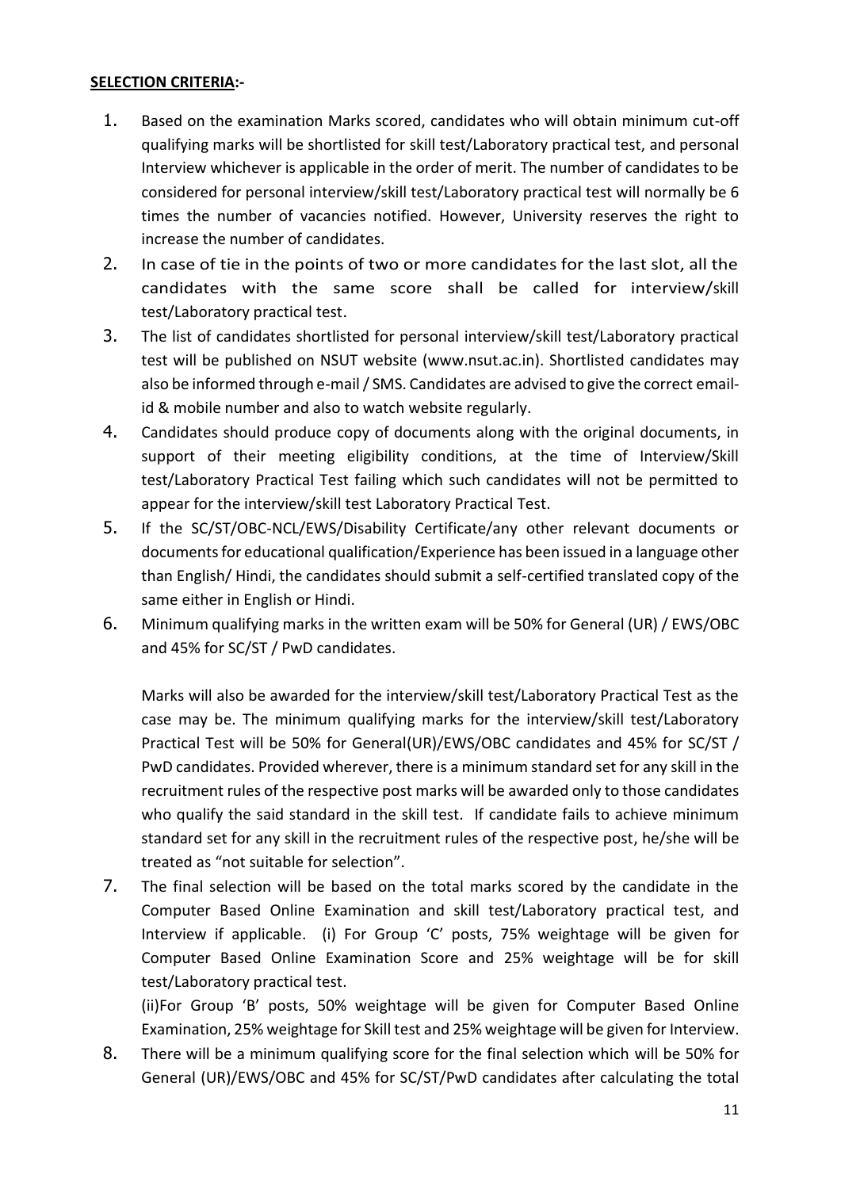**SELECTION CRITERIA:-**

1. Based on the examination Marks scored, candidates who will obtain minimum cut-off qualifying marks will be shortlisted for skill test/Laboratory practical test, and personal Interview whichever is applicable in the order of merit. The number of candidates to be considered for personal interview/skill test/Laboratory practical test will normally be 6 times the number of vacancies notified. However, University reserves the right to increase the number of candidates.
2. In case of tie in the points of two or more candidates for the last slot, all the candidates with the same score shall be called for interview/skill test/Laboratory practical test.
3. The list of candidates shortlisted for personal interview/skill test/Laboratory practical test will be published on NSUT website (www.nsut.ac.in). Shortlisted candidates may also be informed through e-mail / SMS. Candidates are advised to give the correct email-id & mobile number and also to watch website regularly.
4. Candidates should produce copy of documents along with the original documents, in support of their meeting eligibility conditions, at the time of Interview/Skill test/Laboratory Practical Test failing which such candidates will not be permitted to appear for the interview/skill test Laboratory Practical Test.
5. If the SC/ST/OBC-NCL/EWS/Disability Certificate/any other relevant documents or documents for educational qualification/Experience has been issued in a language other than English/ Hindi, the candidates should submit a self-certified translated copy of the same either in English or Hindi.
6. Minimum qualifying marks in the written exam will be 50% for General (UR) / EWS/OBC and 45% for SC/ST / PwD candidates.

   Marks will also be awarded for the interview/skill test/Laboratory Practical Test as the case may be. The minimum qualifying marks for the interview/skill test/Laboratory Practical Test will be 50% for General(UR)/EWS/OBC candidates and 45% for SC/ST / PwD candidates. Provided wherever, there is a minimum standard set for any skill in the recruitment rules of the respective post marks will be awarded only to those candidates who qualify the said standard in the skill test. If candidate fails to achieve minimum standard set for any skill in the recruitment rules of the respective post, he/she will be treated as "not suitable for selection".
7. The final selection will be based on the total marks scored by the candidate in the Computer Based Online Examination and skill test/Laboratory practical test, and Interview if applicable. (i) For Group 'C' posts, 75% weightage will be given for Computer Based Online Examination Score and 25% weightage will be for skill test/Laboratory practical test.

   (ii)For Group 'B' posts, 50% weightage will be given for Computer Based Online Examination, 25% weightage for Skill test and 25% weightage will be given for Interview.
8. There will be a minimum qualifying score for the final selection which will be 50% for General (UR)/EWS/OBC and 45% for SC/ST/PwD candidates after calculating the total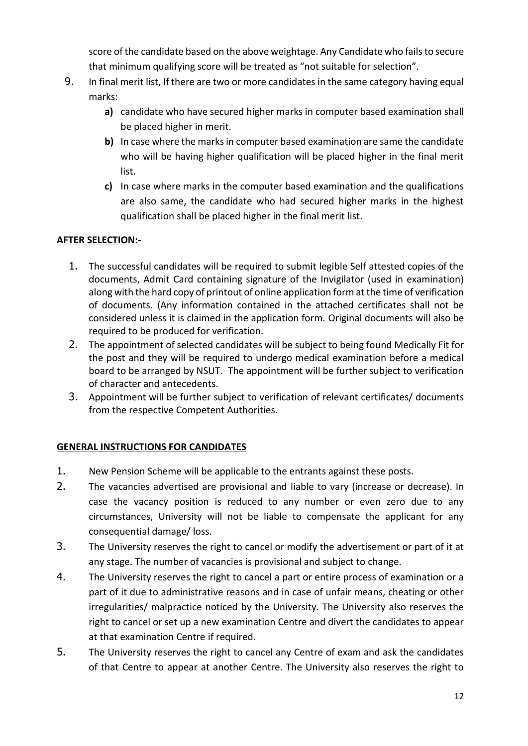score of the candidate based on the above weightage. Any Candidate who fails to secure that minimum qualifying score will be treated as "not suitable for selection".

9. In final merit list, If there are two or more candidates in the same category having equal marks:
    - **a)** candidate who have secured higher marks in computer based examination shall be placed higher in merit.
    - **b)** In case where the marks in computer based examination are same the candidate who will be having higher qualification will be placed higher in the final merit list.
    - **c)** In case where marks in the computer based examination and the qualifications are also same, the candidate who had secured higher marks in the highest qualification shall be placed higher in the final merit list.

**AFTER SELECTION:-**

1. The successful candidates will be required to submit legible Self attested copies of the documents, Admit Card containing signature of the Invigilator (used in examination) along with the hard copy of printout of online application form at the time of verification of documents. (Any information contained in the attached certificates shall not be considered unless it is claimed in the application form. Original documents will also be required to be produced for verification.
2. The appointment of selected candidates will be subject to being found Medically Fit for the post and they will be required to undergo medical examination before a medical board to be arranged by NSUT. The appointment will be further subject to verification of character and antecedents.
3. Appointment will be further subject to verification of relevant certificates/ documents from the respective Competent Authorities.

**GENERAL INSTRUCTIONS FOR CANDIDATES**

1. New Pension Scheme will be applicable to the entrants against these posts.
2. The vacancies advertised are provisional and liable to vary (increase or decrease). In case the vacancy position is reduced to any number or even zero due to any circumstances, University will not be liable to compensate the applicant for any consequential damage/ loss.
3. The University reserves the right to cancel or modify the advertisement or part of it at any stage. The number of vacancies is provisional and subject to change.
4. The University reserves the right to cancel a part or entire process of examination or a part of it due to administrative reasons and in case of unfair means, cheating or other irregularities/ malpractice noticed by the University. The University also reserves the right to cancel or set up a new examination Centre and divert the candidates to appear at that examination Centre if required.
5. The University reserves the right to cancel any Centre of exam and ask the candidates of that Centre to appear at another Centre. The University also reserves the right to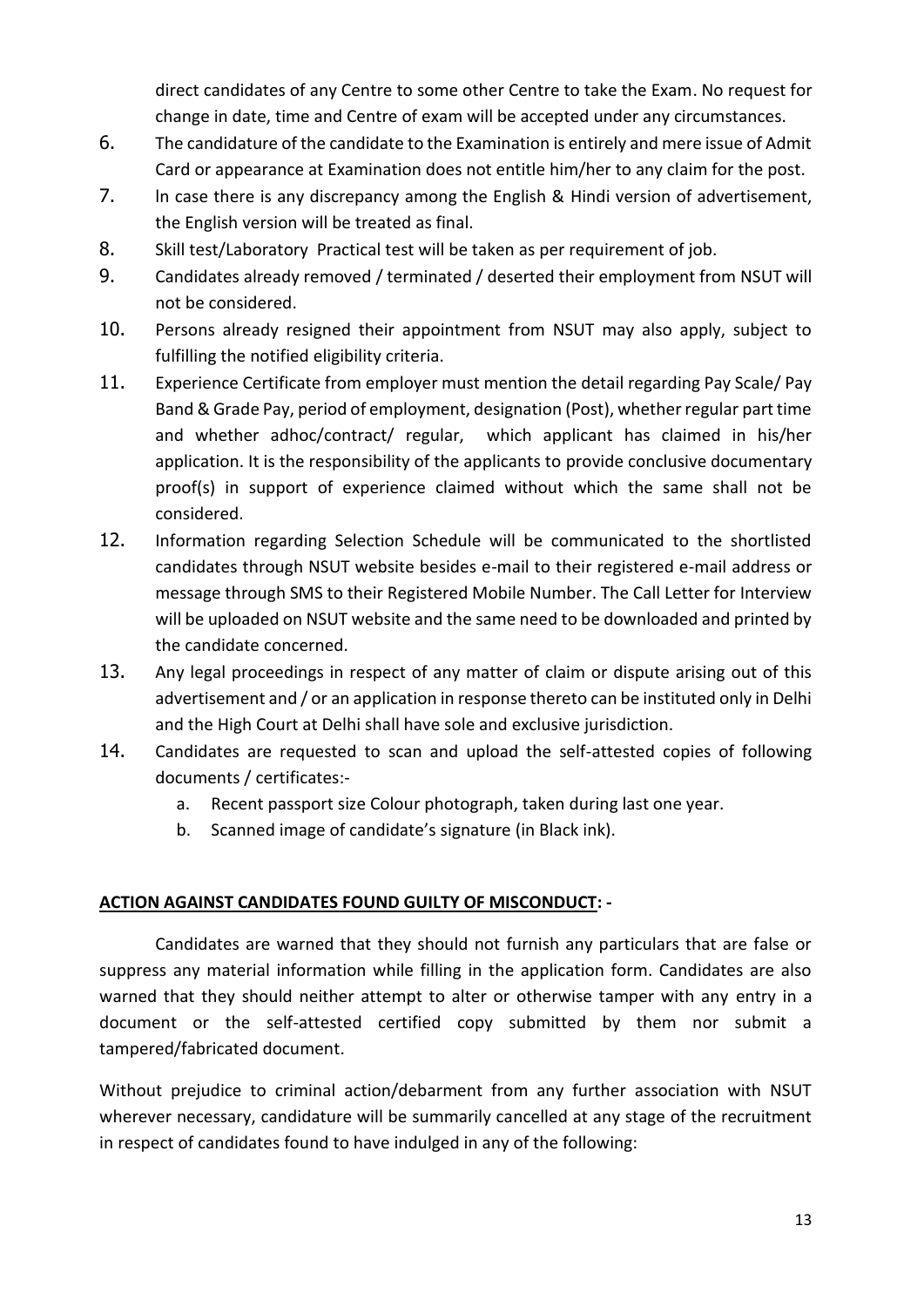direct candidates of any Centre to some other Centre to take the Exam. No request for change in date, time and Centre of exam will be accepted under any circumstances.

6. The candidature of the candidate to the Examination is entirely and mere issue of Admit Card or appearance at Examination does not entitle him/her to any claim for the post.
7. In case there is any discrepancy among the English & Hindi version of advertisement, the English version will be treated as final.
8. Skill test/Laboratory Practical test will be taken as per requirement of job.
9. Candidates already removed / terminated / deserted their employment from NSUT will not be considered.
10. Persons already resigned their appointment from NSUT may also apply, subject to fulfilling the notified eligibility criteria.
11. Experience Certificate from employer must mention the detail regarding Pay Scale/ Pay Band & Grade Pay, period of employment, designation (Post), whether regular part time and whether adhoc/contract/ regular, which applicant has claimed in his/her application. It is the responsibility of the applicants to provide conclusive documentary proof(s) in support of experience claimed without which the same shall not be considered.
12. Information regarding Selection Schedule will be communicated to the shortlisted candidates through NSUT website besides e-mail to their registered e-mail address or message through SMS to their Registered Mobile Number. The Call Letter for Interview will be uploaded on NSUT website and the same need to be downloaded and printed by the candidate concerned.
13. Any legal proceedings in respect of any matter of claim or dispute arising out of this advertisement and / or an application in response thereto can be instituted only in Delhi and the High Court at Delhi shall have sole and exclusive jurisdiction.
14. Candidates are requested to scan and upload the self-attested copies of following documents / certificates:-
    a. Recent passport size Colour photograph, taken during last one year.
    b. Scanned image of candidate's signature (in Black ink).

**ACTION AGAINST CANDIDATES FOUND GUILTY OF MISCONDUCT: -**

Candidates are warned that they should not furnish any particulars that are false or suppress any material information while filling in the application form. Candidates are also warned that they should neither attempt to alter or otherwise tamper with any entry in a document or the self-attested certified copy submitted by them nor submit a tampered/fabricated document.

Without prejudice to criminal action/debarment from any further association with NSUT wherever necessary, candidature will be summarily cancelled at any stage of the recruitment in respect of candidates found to have indulged in any of the following: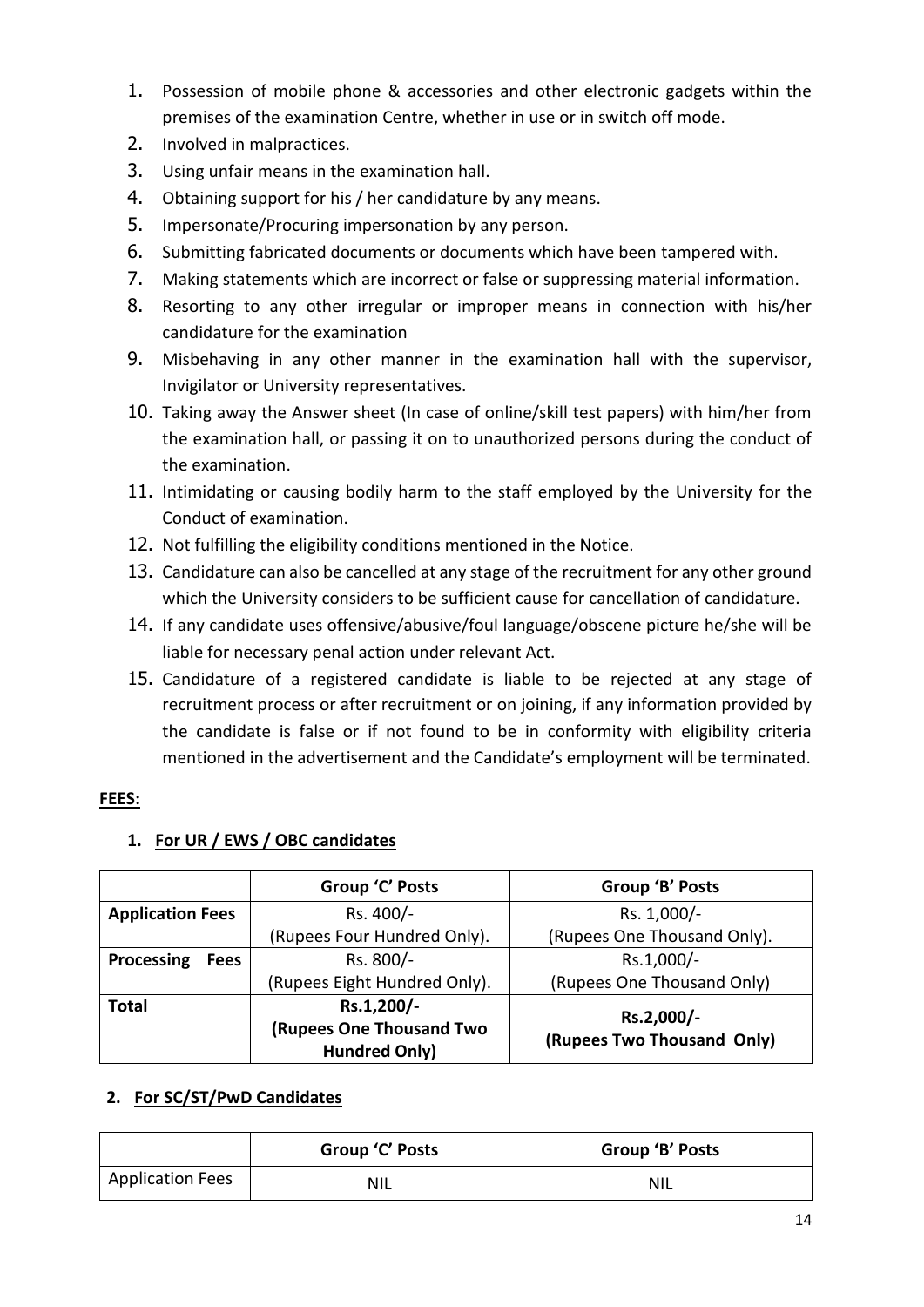1. Possession of mobile phone & accessories and other electronic gadgets within the premises of the examination Centre, whether in use or in switch off mode.
2. Involved in malpractices.
3. Using unfair means in the examination hall.
4. Obtaining support for his / her candidature by any means.
5. Impersonate/Procuring impersonation by any person.
6. Submitting fabricated documents or documents which have been tampered with.
7. Making statements which are incorrect or false or suppressing material information.
8. Resorting to any other irregular or improper means in connection with his/her candidature for the examination
9. Misbehaving in any other manner in the examination hall with the supervisor, Invigilator or University representatives.
10. Taking away the Answer sheet (In case of online/skill test papers) with him/her from the examination hall, or passing it on to unauthorized persons during the conduct of the examination.
11. Intimidating or causing bodily harm to the staff employed by the University for the Conduct of examination.
12. Not fulfilling the eligibility conditions mentioned in the Notice.
13. Candidature can also be cancelled at any stage of the recruitment for any other ground which the University considers to be sufficient cause for cancellation of candidature.
14. If any candidate uses offensive/abusive/foul language/obscene picture he/she will be liable for necessary penal action under relevant Act.
15. Candidature of a registered candidate is liable to be rejected at any stage of recruitment process or after recruitment or on joining, if any information provided by the candidate is false or if not found to be in conformity with eligibility criteria mentioned in the advertisement and the Candidate's employment will be terminated.

**FEES:**

1. **For UR / EWS / OBC candidates**

| | Group 'C' Posts | Group 'B' Posts |
|---|---|---|
| **Application Fees** | Rs. 400/- (Rupees Four Hundred Only). | Rs. 1,000/- (Rupees One Thousand Only). |
| **Processing Fees** | Rs. 800/- (Rupees Eight Hundred Only). | Rs.1,000/- (Rupees One Thousand Only) |
| **Total** | **Rs.1,200/- (Rupees One Thousand Two Hundred Only)** | **Rs.2,000/- (Rupees Two Thousand Only)** |

2. **For SC/ST/PwD Candidates**

| | Group 'C' Posts | Group 'B' Posts |
|---|---|---|
| Application Fees | NIL | NIL |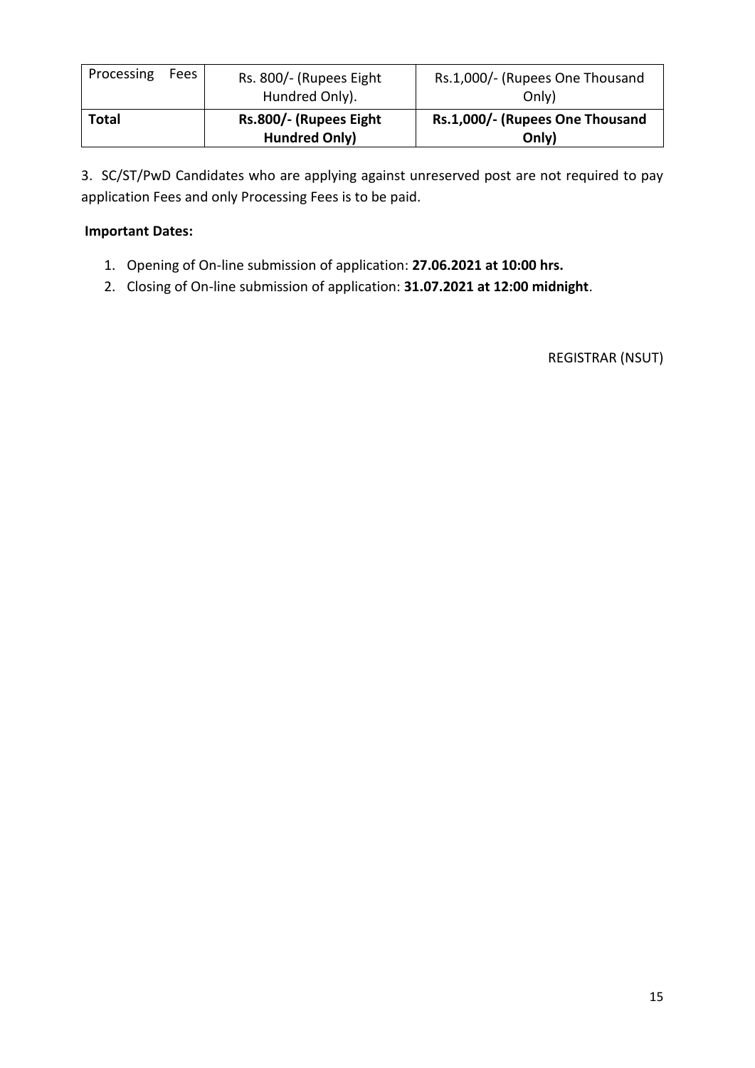| | | |
|---|---|---|
| Processing Fees | Rs. 800/- (Rupees Eight Hundred Only). | Rs.1,000/- (Rupees One Thousand Only) |
| **Total** | **Rs.800/- (Rupees Eight Hundred Only)** | **Rs.1,000/- (Rupees One Thousand Only)** |

3. SC/ST/PwD Candidates who are applying against unreserved post are not required to pay application Fees and only Processing Fees is to be paid.

**Important Dates:**

1. Opening of On-line submission of application: **27.06.2021 at 10:00 hrs.**
2. Closing of On-line submission of application: **31.07.2021 at 12:00 midnight**.

REGISTRAR (NSUT)